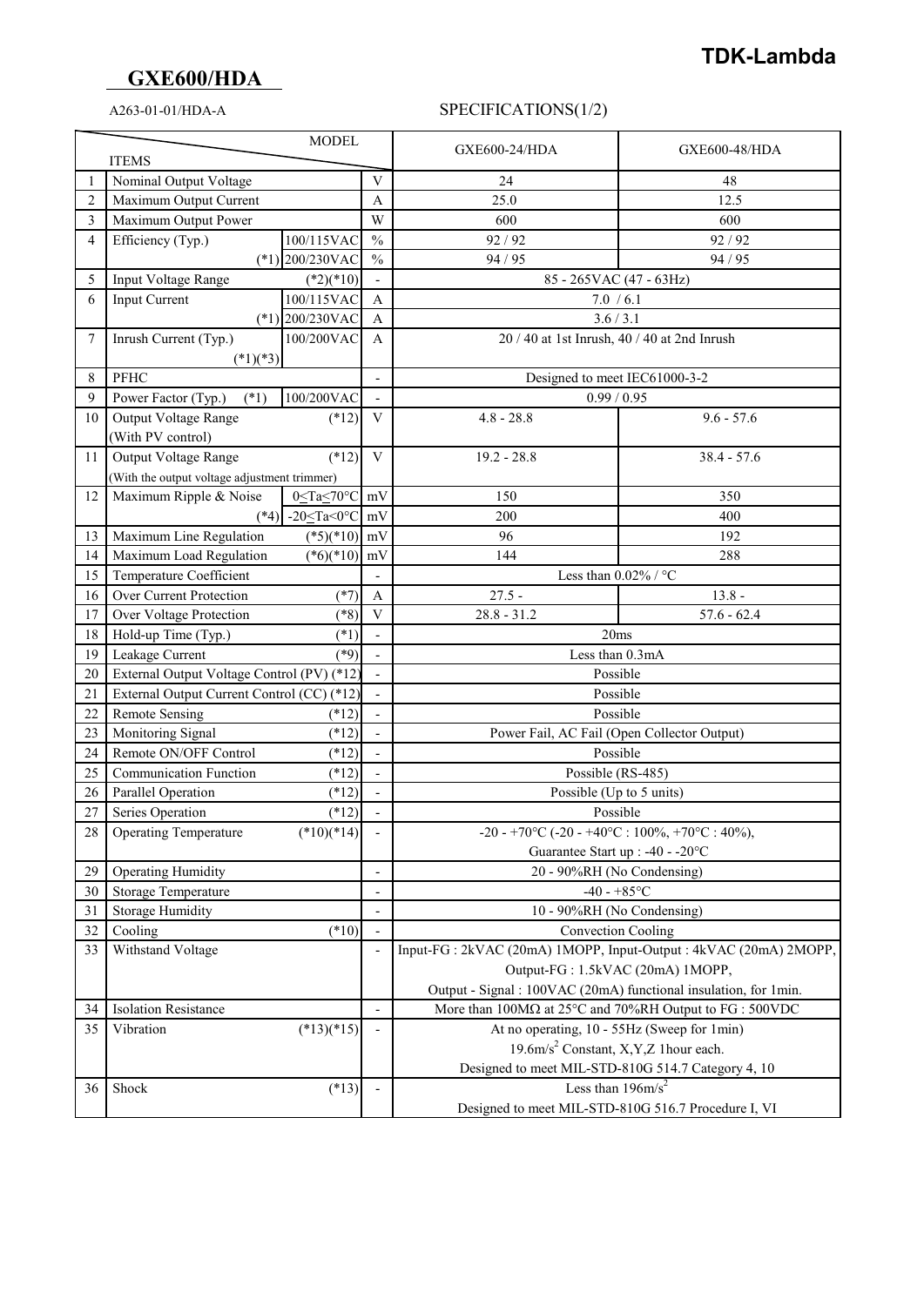**TDK-Lambda**

# GXE600/HDA

A263-01-01/HDA-A

SPECIFICATIONS(1/2)

| | ITEMS \ MODEL | | | GXE600-24/HDA | GXE600-48/HDA |
|---|---|---|---|---|---|
| 1 | Nominal Output Voltage | | V | 24 | 48 |
| 2 | Maximum Output Current | | A | 25.0 | 12.5 |
| 3 | Maximum Output Power | | W | 600 | 600 |
| 4 | Efficiency (Typ.) | 100/115VAC | % | 92 / 92 | 92 / 92 |
| | (*1) | 200/230VAC | % | 94 / 95 | 94 / 95 |
| 5 | Input Voltage Range | (*2)(*10) | - | 85 - 265VAC (47 - 63Hz) | |
| 6 | Input Current | 100/115VAC | A | 7.0 / 6.1 | |
| | (*1) | 200/230VAC | A | 3.6 / 3.1 | |
| 7 | Inrush Current (Typ.) (*1)(*3) | 100/200VAC | A | 20 / 40 at 1st Inrush, 40 / 40 at 2nd Inrush | |
| 8 | PFHC | | - | Designed to meet IEC61000-3-2 | |
| 9 | Power Factor (Typ.) (*1) | 100/200VAC | - | 0.99 / 0.95 | |
| 10 | Output Voltage Range (With PV control) | (*12) | V | 4.8 - 28.8 | 9.6 - 57.6 |
| 11 | Output Voltage Range (With the output voltage adjustment trimmer) | (*12) | V | 19.2 - 28.8 | 38.4 - 57.6 |
| 12 | Maximum Ripple & Noise | 0≤Ta≤70°C | mV | 150 | 350 |
| | (*4) | -20≤Ta<0°C | mV | 200 | 400 |
| 13 | Maximum Line Regulation | (*5)(*10) | mV | 96 | 192 |
| 14 | Maximum Load Regulation | (*6)(*10) | mV | 144 | 288 |
| 15 | Temperature Coefficient | | - | Less than 0.02% / °C | |
| 16 | Over Current Protection | (*7) | A | 27.5 - | 13.8 - |
| 17 | Over Voltage Protection | (*8) | V | 28.8 - 31.2 | 57.6 - 62.4 |
| 18 | Hold-up Time (Typ.) | (*1) | - | 20ms | |
| 19 | Leakage Current | (*9) | - | Less than 0.3mA | |
| 20 | External Output Voltage Control (PV) (*12) | | - | Possible | |
| 21 | External Output Current Control (CC) (*12) | | - | Possible | |
| 22 | Remote Sensing | (*12) | - | Possible | |
| 23 | Monitoring Signal | (*12) | - | Power Fail, AC Fail (Open Collector Output) | |
| 24 | Remote ON/OFF Control | (*12) | - | Possible | |
| 25 | Communication Function | (*12) | - | Possible (RS-485) | |
| 26 | Parallel Operation | (*12) | - | Possible (Up to 5 units) | |
| 27 | Series Operation | (*12) | - | Possible | |
| 28 | Operating Temperature | (*10)(*14) | - | -20 - +70°C (-20 - +40°C : 100%, +70°C : 40%), Guarantee Start up : -40 - -20°C | |
| 29 | Operating Humidity | | - | 20 - 90%RH (No Condensing) | |
| 30 | Storage Temperature | | - | -40 - +85°C | |
| 31 | Storage Humidity | | - | 10 - 90%RH (No Condensing) | |
| 32 | Cooling | (*10) | - | Convection Cooling | |
| 33 | Withstand Voltage | | - | Input-FG : 2kVAC (20mA) 1MOPP, Input-Output : 4kVAC (20mA) 2MOPP, Output-FG : 1.5kVAC (20mA) 1MOPP, Output - Signal : 100VAC (20mA) functional insulation, for 1min. | |
| 34 | Isolation Resistance | | - | More than 100MΩ at 25°C and 70%RH Output to FG : 500VDC | |
| 35 | Vibration | (*13)(*15) | - | At no operating, 10 - 55Hz (Sweep for 1min) 19.6m/s$^2$ Constant, X,Y,Z 1hour each. Designed to meet MIL-STD-810G 514.7 Category 4, 10 | |
| 36 | Shock | (*13) | - | Less than 196m/s$^2$ Designed to meet MIL-STD-810G 516.7 Procedure I, VI | |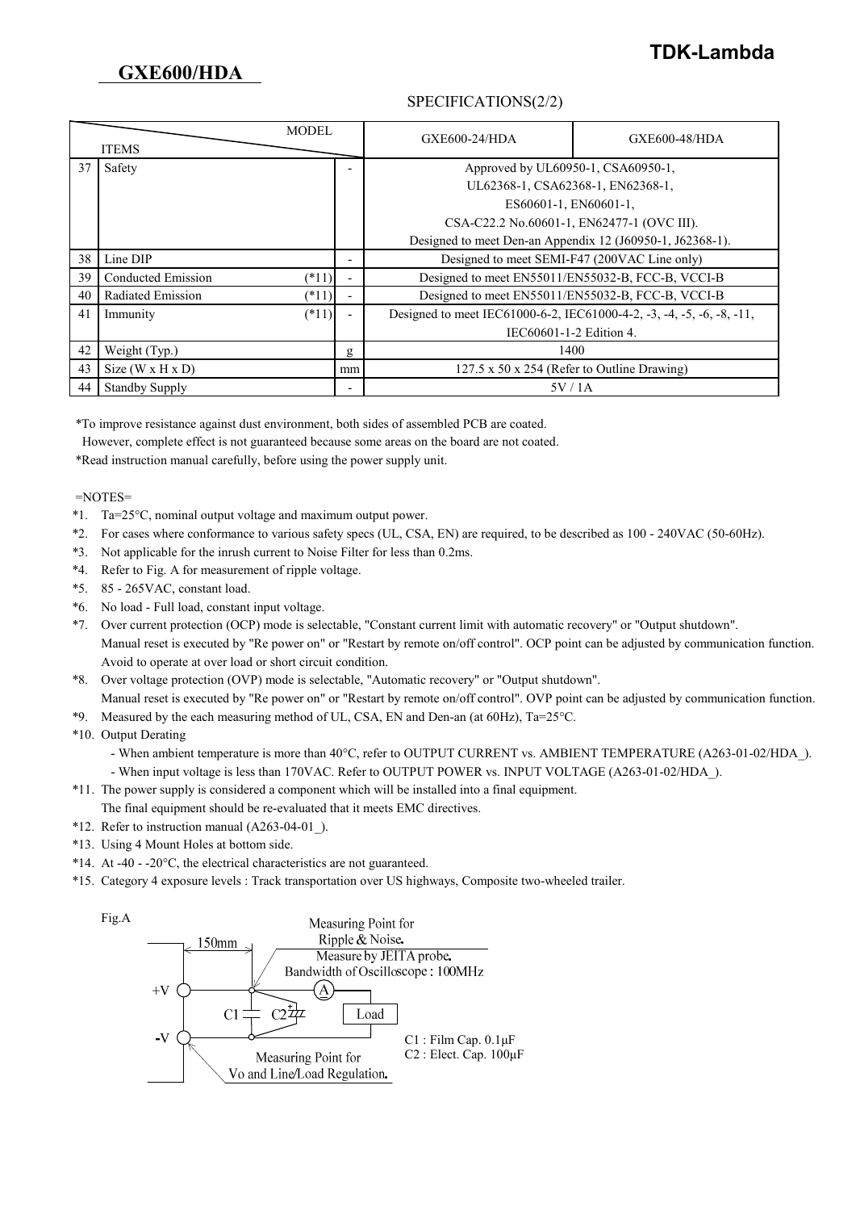# GXE600/HDA

TDK-Lambda

SPECIFICATIONS(2/2)

| | ITEMS \ MODEL | | | GXE600-24/HDA | GXE600-48/HDA |
|---|---|---|---|---|---|
| 37 | Safety | | - | Approved by UL60950-1, CSA60950-1, UL62368-1, CSA62368-1, EN62368-1, ES60601-1, EN60601-1, CSA-C22.2 No.60601-1, EN62477-1 (OVC III). Designed to meet Den-an Appendix 12 (J60950-1, J62368-1). | |
| 38 | Line DIP | | - | Designed to meet SEMI-F47 (200VAC Line only) | |
| 39 | Conducted Emission | (*11) | - | Designed to meet EN55011/EN55032-B, FCC-B, VCCI-B | |
| 40 | Radiated Emission | (*11) | - | Designed to meet EN55011/EN55032-B, FCC-B, VCCI-B | |
| 41 | Immunity | (*11) | - | Designed to meet IEC61000-6-2, IEC61000-4-2, -3, -4, -5, -6, -8, -11, IEC60601-1-2 Edition 4. | |
| 42 | Weight (Typ.) | | g | 1400 | |
| 43 | Size (W x H x D) | | mm | 127.5 x 50 x 254 (Refer to Outline Drawing) | |
| 44 | Standby Supply | | - | 5V / 1A | |

*To improve resistance against dust environment, both sides of assembled PCB are coated.
However, complete effect is not guaranteed because some areas on the board are not coated.

*Read instruction manual carefully, before using the power supply unit.

=NOTES=

*1. Ta=25°C, nominal output voltage and maximum output power.

*2. For cases where conformance to various safety specs (UL, CSA, EN) are required, to be described as 100 - 240VAC (50-60Hz).

*3. Not applicable for the inrush current to Noise Filter for less than 0.2ms.

*4. Refer to Fig. A for measurement of ripple voltage.

*5. 85 - 265VAC, constant load.

*6. No load - Full load, constant input voltage.

*7. Over current protection (OCP) mode is selectable, "Constant current limit with automatic recovery" or "Output shutdown".
Manual reset is executed by "Re power on" or "Restart by remote on/off control". OCP point can be adjusted by communication function.
Avoid to operate at over load or short circuit condition.

*8. Over voltage protection (OVP) mode is selectable, "Automatic recovery" or "Output shutdown".
Manual reset is executed by "Re power on" or "Restart by remote on/off control". OVP point can be adjusted by communication function.

*9. Measured by the each measuring method of UL, CSA, EN and Den-an (at 60Hz), Ta=25°C.

*10. Output Derating
- When ambient temperature is more than 40°C, refer to OUTPUT CURRENT vs. AMBIENT TEMPERATURE (A263-01-02/HDA_).
- When input voltage is less than 170VAC. Refer to OUTPUT POWER vs. INPUT VOLTAGE (A263-01-02/HDA_).

*11. The power supply is considered a component which will be installed into a final equipment.
The final equipment should be re-evaluated that it meets EMC directives.

*12. Refer to instruction manual (A263-04-01_).

*13. Using 4 Mount Holes at bottom side.

*14. At -40 - -20°C, the electrical characteristics are not guaranteed.

*15. Category 4 exposure levels : Track transportation over US highways, Composite two-wheeled trailer.

Fig.A

Measuring Point for Ripple & Noise.
Measure by JEITA probe.
Bandwidth of Oscilloscope : 100MHz

150mm

+V, -V, C1, C2, A, Load

Measuring Point for Vo and Line/Load Regulation.

C1 : Film Cap. 0.1μF
C2 : Elect. Cap. 100μF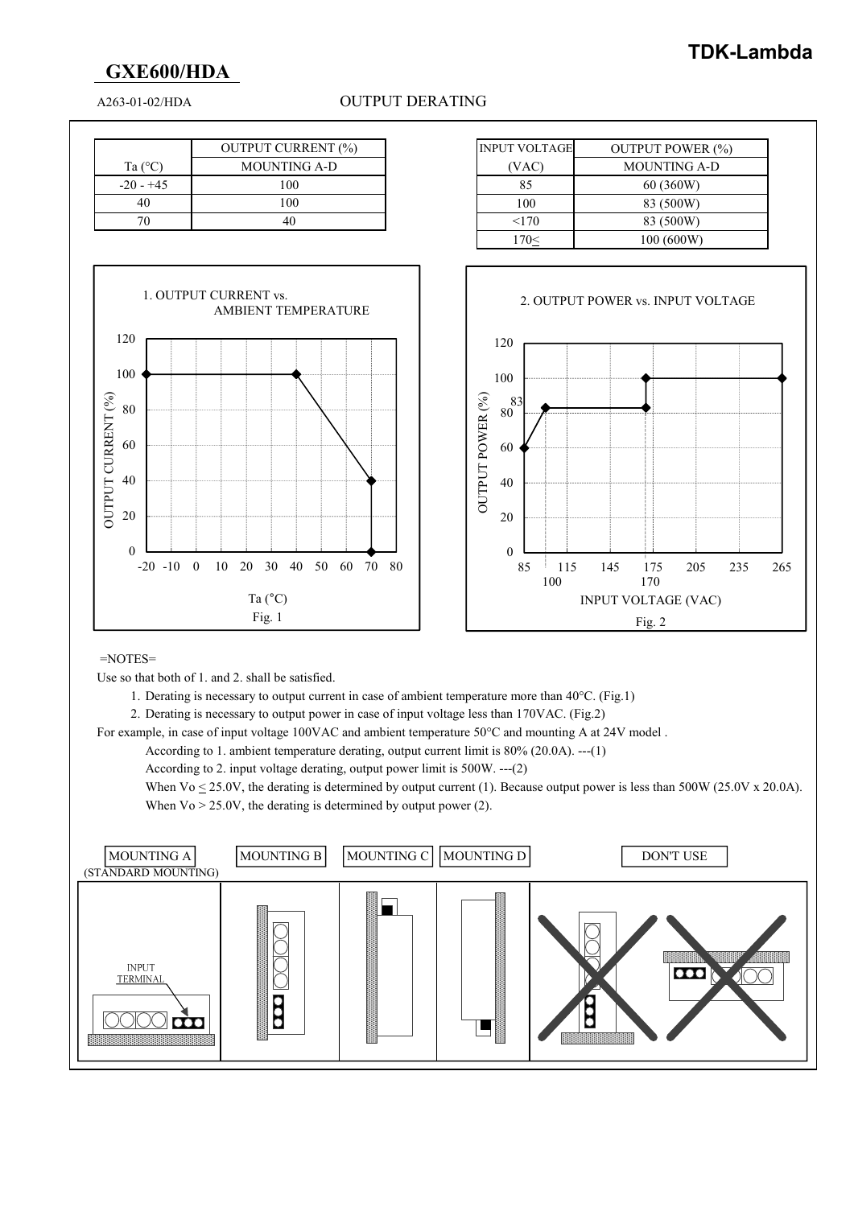# GXE600/HDA

A263-01-02/HDA

## OUTPUT DERATING

| | OUTPUT CURRENT (%) |
|---|---|
| Ta (°C) | MOUNTING A-D |
| -20 - +45 | 100 |
| 40 | 100 |
| 70 | 40 |

| INPUT VOLTAGE | OUTPUT POWER (%) |
|---|---|
| (VAC) | MOUNTING A-D |
| 85 | 60 (360W) |
| 100 | 83 (500W) |
| <170 | 83 (500W) |
| 170≤ | 100 (600W) |

1. OUTPUT CURRENT vs. AMBIENT TEMPERATURE

OUTPUT CURRENT (%)

120
100
80
60
40
20
0

-20 -10 0 10 20 30 40 50 60 70 80

Ta (°C)

Fig. 1

2. OUTPUT POWER vs. INPUT VOLTAGE

OUTPUT POWER (%)

120
100
83
80
60
40
20
0

85 115 145 175 205 235 265
100 170

INPUT VOLTAGE (VAC)

Fig. 2

=NOTES=

Use so that both of 1. and 2. shall be satisfied.

1. Derating is necessary to output current in case of ambient temperature more than 40°C. (Fig.1)
2. Derating is necessary to output power in case of input voltage less than 170VAC. (Fig.2)

For example, in case of input voltage 100VAC and ambient temperature 50°C and mounting A at 24V model .

According to 1. ambient temperature derating, output current limit is 80% (20.0A). ---(1)

According to 2. input voltage derating, output power limit is 500W. ---(2)

When Vo ≤ 25.0V, the derating is determined by output current (1). Because output power is less than 500W (25.0V x 20.0A).

When Vo > 25.0V, the derating is determined by output power (2).

MOUNTING A (STANDARD MOUNTING) | MOUNTING B | MOUNTING C | MOUNTING D | DON'T USE

INPUT TERMINAL